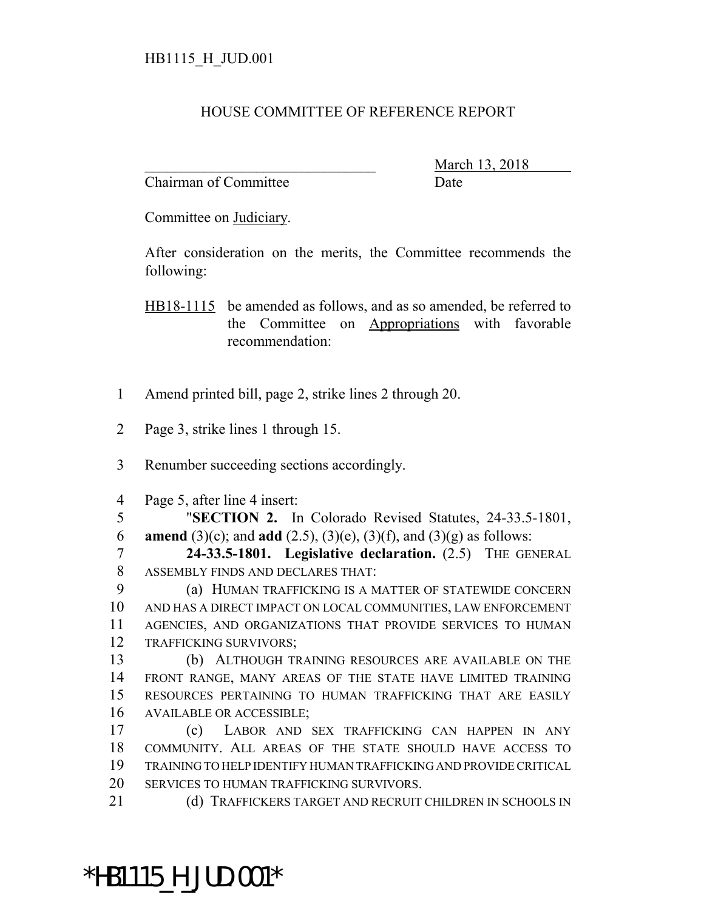HB1115_H_JUD.001

HOUSE COMMITTEE OF REFERENCE REPORT

________________________________ March 13, 2018
Chairman of Committee Date

Committee on Judiciary.

After consideration on the merits, the Committee recommends the following:

HB18-1115 be amended as follows, and as so amended, be referred to the Committee on Appropriations with favorable recommendation:

1 Amend printed bill, page 2, strike lines 2 through 20.

2 Page 3, strike lines 1 through 15.

3 Renumber succeeding sections accordingly.

4 Page 5, after line 4 insert:

5 "**SECTION 2.** In Colorado Revised Statutes, 24-33.5-1801,
6 **amend** (3)(c); and **add** (2.5), (3)(e), (3)(f), and (3)(g) as follows:

7 **24-33.5-1801. Legislative declaration.** (2.5) THE GENERAL
8 ASSEMBLY FINDS AND DECLARES THAT:

9 (a) HUMAN TRAFFICKING IS A MATTER OF STATEWIDE CONCERN
10 AND HAS A DIRECT IMPACT ON LOCAL COMMUNITIES, LAW ENFORCEMENT
11 AGENCIES, AND ORGANIZATIONS THAT PROVIDE SERVICES TO HUMAN
12 TRAFFICKING SURVIVORS;

13 (b) ALTHOUGH TRAINING RESOURCES ARE AVAILABLE ON THE
14 FRONT RANGE, MANY AREAS OF THE STATE HAVE LIMITED TRAINING
15 RESOURCES PERTAINING TO HUMAN TRAFFICKING THAT ARE EASILY
16 AVAILABLE OR ACCESSIBLE;

17 (c) LABOR AND SEX TRAFFICKING CAN HAPPEN IN ANY
18 COMMUNITY. ALL AREAS OF THE STATE SHOULD HAVE ACCESS TO
19 TRAINING TO HELP IDENTIFY HUMAN TRAFFICKING AND PROVIDE CRITICAL
20 SERVICES TO HUMAN TRAFFICKING SURVIVORS.

21 (d) TRAFFICKERS TARGET AND RECRUIT CHILDREN IN SCHOOLS IN

*HB1115_H_JUD.001*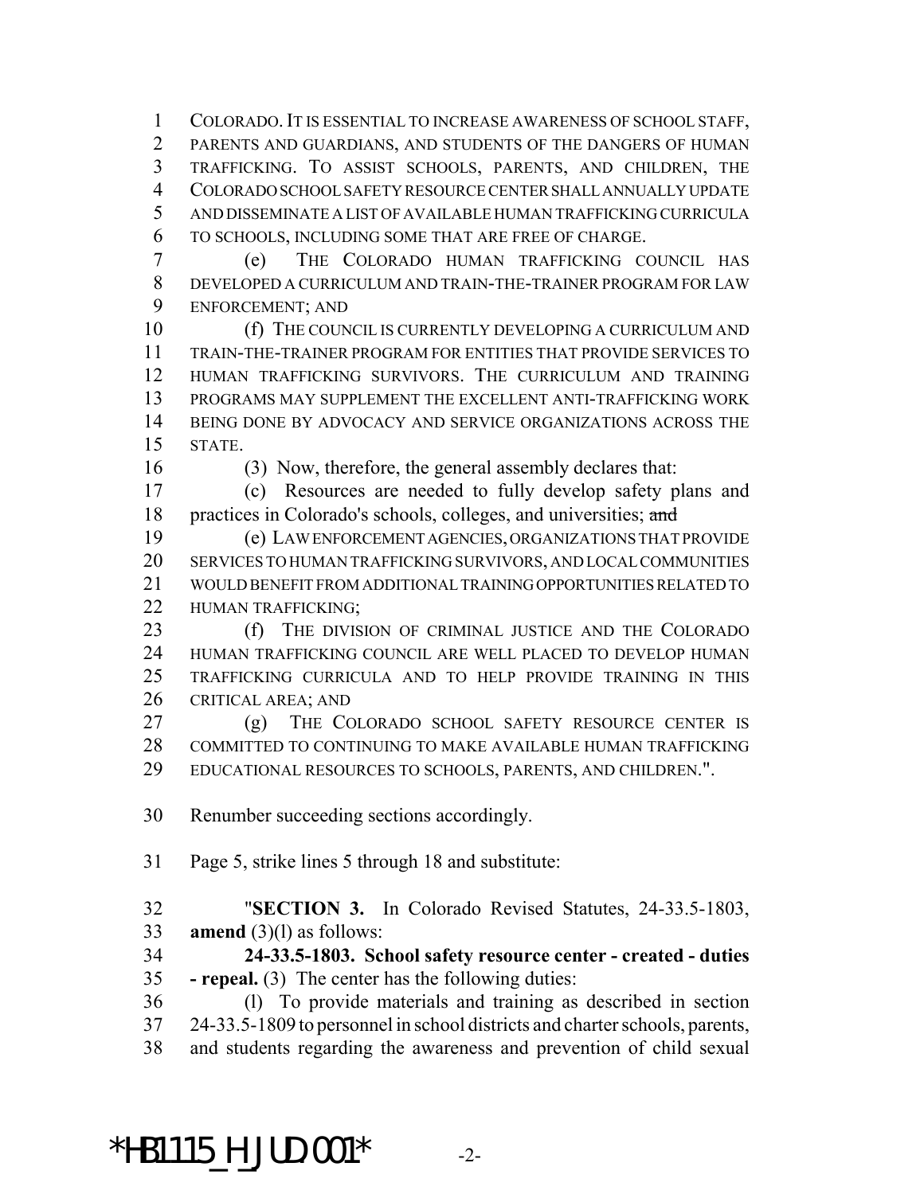COLORADO. IT IS ESSENTIAL TO INCREASE AWARENESS OF SCHOOL STAFF, PARENTS AND GUARDIANS, AND STUDENTS OF THE DANGERS OF HUMAN TRAFFICKING. TO ASSIST SCHOOLS, PARENTS, AND CHILDREN, THE COLORADO SCHOOL SAFETY RESOURCE CENTER SHALL ANNUALLY UPDATE AND DISSEMINATE A LIST OF AVAILABLE HUMAN TRAFFICKING CURRICULA TO SCHOOLS, INCLUDING SOME THAT ARE FREE OF CHARGE.

(e) THE COLORADO HUMAN TRAFFICKING COUNCIL HAS DEVELOPED A CURRICULUM AND TRAIN-THE-TRAINER PROGRAM FOR LAW ENFORCEMENT; AND

(f) THE COUNCIL IS CURRENTLY DEVELOPING A CURRICULUM AND TRAIN-THE-TRAINER PROGRAM FOR ENTITIES THAT PROVIDE SERVICES TO HUMAN TRAFFICKING SURVIVORS. THE CURRICULUM AND TRAINING PROGRAMS MAY SUPPLEMENT THE EXCELLENT ANTI-TRAFFICKING WORK BEING DONE BY ADVOCACY AND SERVICE ORGANIZATIONS ACROSS THE STATE.

(3) Now, therefore, the general assembly declares that:

(c) Resources are needed to fully develop safety plans and practices in Colorado's schools, colleges, and universities; ~~and~~

(e) LAW ENFORCEMENT AGENCIES, ORGANIZATIONS THAT PROVIDE SERVICES TO HUMAN TRAFFICKING SURVIVORS, AND LOCAL COMMUNITIES WOULD BENEFIT FROM ADDITIONAL TRAINING OPPORTUNITIES RELATED TO HUMAN TRAFFICKING;

(f) THE DIVISION OF CRIMINAL JUSTICE AND THE COLORADO HUMAN TRAFFICKING COUNCIL ARE WELL PLACED TO DEVELOP HUMAN TRAFFICKING CURRICULA AND TO HELP PROVIDE TRAINING IN THIS CRITICAL AREA; AND

(g) THE COLORADO SCHOOL SAFETY RESOURCE CENTER IS COMMITTED TO CONTINUING TO MAKE AVAILABLE HUMAN TRAFFICKING EDUCATIONAL RESOURCES TO SCHOOLS, PARENTS, AND CHILDREN.".

Renumber succeeding sections accordingly.

Page 5, strike lines 5 through 18 and substitute:

"**SECTION 3.** In Colorado Revised Statutes, 24-33.5-1803, **amend** (3)(l) as follows:

**24-33.5-1803. School safety resource center - created - duties - repeal.** (3) The center has the following duties:

(l) To provide materials and training as described in section 24-33.5-1809 to personnel in school districts and charter schools, parents, and students regarding the awareness and prevention of child sexual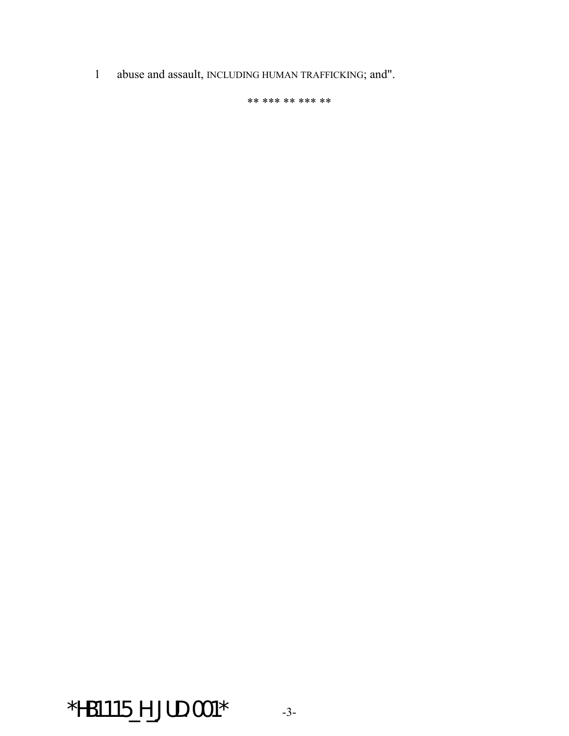1 abuse and assault, INCLUDING HUMAN TRAFFICKING; and".

** *** ** *** **